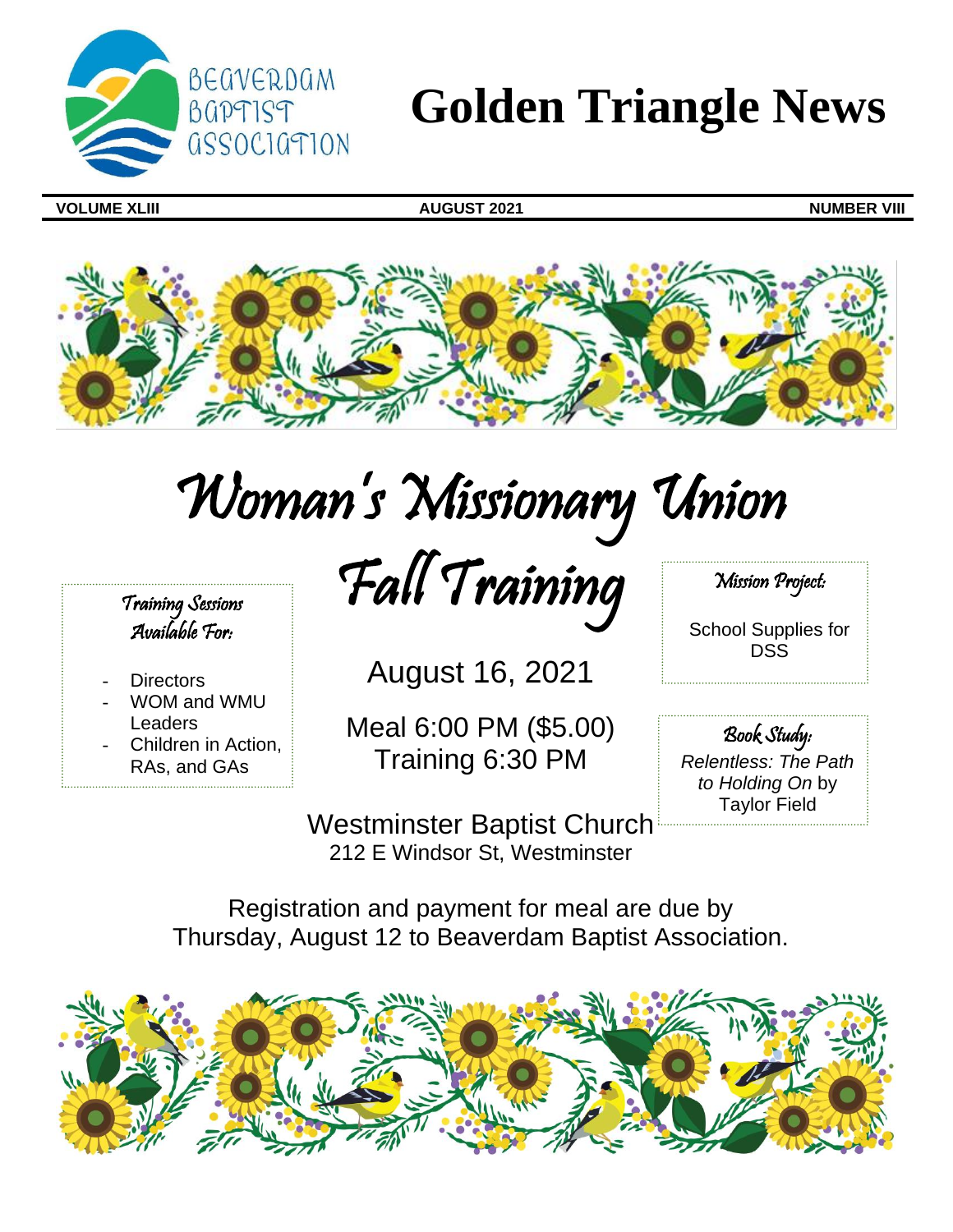BEAVERDAM BAPTIST ASSOCIATION

# Golden Triangle News

**VOLUME XLIII** **AUGUST 2021** **NUMBER VIII**

# Woman's Missionary Union

## Fall Training

August 16, 2021

Meal 6:00 PM ($5.00)
Training 6:30 PM

Westminster Baptist Church
212 E Windsor St, Westminster

*Training Sessions Available For:*

- Directors
- WOM and WMU Leaders
- Children in Action, RAs, and GAs

*Mission Project:*

School Supplies for DSS

*Book Study:*

*Relentless: The Path to Holding On* by Taylor Field

Registration and payment for meal are due by Thursday, August 12 to Beaverdam Baptist Association.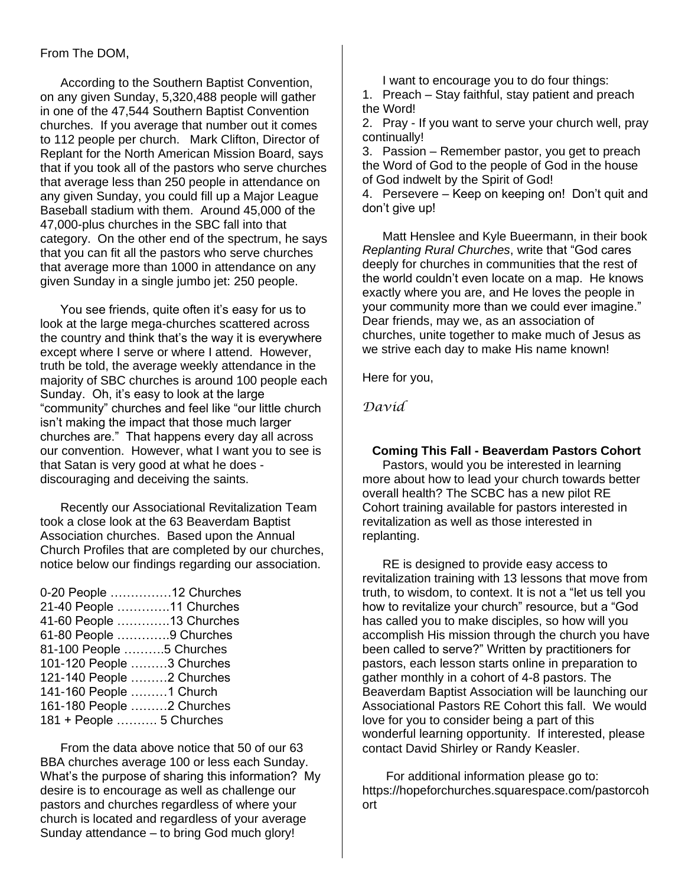From The DOM,

According to the Southern Baptist Convention, on any given Sunday, 5,320,488 people will gather in one of the 47,544 Southern Baptist Convention churches. If you average that number out it comes to 112 people per church. Mark Clifton, Director of Replant for the North American Mission Board, says that if you took all of the pastors who serve churches that average less than 250 people in attendance on any given Sunday, you could fill up a Major League Baseball stadium with them. Around 45,000 of the 47,000-plus churches in the SBC fall into that category. On the other end of the spectrum, he says that you can fit all the pastors who serve churches that average more than 1000 in attendance on any given Sunday in a single jumbo jet: 250 people.

You see friends, quite often it's easy for us to look at the large mega-churches scattered across the country and think that's the way it is everywhere except where I serve or where I attend. However, truth be told, the average weekly attendance in the majority of SBC churches is around 100 people each Sunday. Oh, it's easy to look at the large "community" churches and feel like "our little church isn't making the impact that those much larger churches are." That happens every day all across our convention. However, what I want you to see is that Satan is very good at what he does - discouraging and deceiving the saints.

Recently our Associational Revitalization Team took a close look at the 63 Beaverdam Baptist Association churches. Based upon the Annual Church Profiles that are completed by our churches, notice below our findings regarding our association.

0-20 People ……………12 Churches
21-40 People ………….11 Churches
41-60 People ………….13 Churches
61-80 People ………….9 Churches
81-100 People ……….5 Churches
101-120 People ………3 Churches
121-140 People ………2 Churches
141-160 People ………1 Church
161-180 People ………2 Churches
181 + People ………. 5 Churches

From the data above notice that 50 of our 63 BBA churches average 100 or less each Sunday. What's the purpose of sharing this information? My desire is to encourage as well as challenge our pastors and churches regardless of where your church is located and regardless of your average Sunday attendance – to bring God much glory!

I want to encourage you to do four things:

1. Preach – Stay faithful, stay patient and preach the Word!
2. Pray - If you want to serve your church well, pray continually!
3. Passion – Remember pastor, you get to preach the Word of God to the people of God in the house of God indwelt by the Spirit of God!
4. Persevere – Keep on keeping on! Don't quit and don't give up!

Matt Henslee and Kyle Bueermann, in their book *Replanting Rural Churches*, write that "God cares deeply for churches in communities that the rest of the world couldn't even locate on a map. He knows exactly where you are, and He loves the people in your community more than we could ever imagine." Dear friends, may we, as an association of churches, unite together to make much of Jesus as we strive each day to make His name known!

Here for you,

*David*

**Coming This Fall - Beaverdam Pastors Cohort**

Pastors, would you be interested in learning more about how to lead your church towards better overall health? The SCBC has a new pilot RE Cohort training available for pastors interested in revitalization as well as those interested in replanting.

RE is designed to provide easy access to revitalization training with 13 lessons that move from truth, to wisdom, to context. It is not a "let us tell you how to revitalize your church" resource, but a "God has called you to make disciples, so how will you accomplish His mission through the church you have been called to serve?" Written by practitioners for pastors, each lesson starts online in preparation to gather monthly in a cohort of 4-8 pastors. The Beaverdam Baptist Association will be launching our Associational Pastors RE Cohort this fall. We would love for you to consider being a part of this wonderful learning opportunity. If interested, please contact David Shirley or Randy Keasler.

For additional information please go to: https://hopeforchurches.squarespace.com/pastorcohort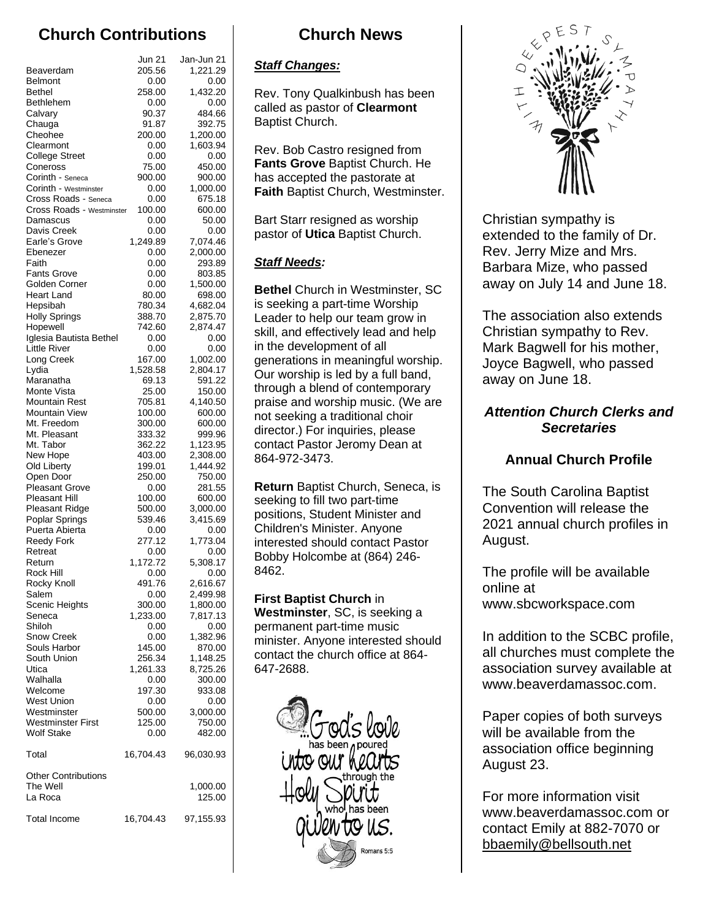## Church Contributions

| | Jun 21 | Jan-Jun 21 |
|---|---|---|
| Beaverdam | 205.56 | 1,221.29 |
| Belmont | 0.00 | 0.00 |
| Bethel | 258.00 | 1,432.20 |
| Bethlehem | 0.00 | 0.00 |
| Calvary | 90.37 | 484.66 |
| Chauga | 91.87 | 392.75 |
| Cheohee | 200.00 | 1,200.00 |
| Clearmont | 0.00 | 1,603.94 |
| College Street | 0.00 | 0.00 |
| Coneross | 75.00 | 450.00 |
| Corinth - Seneca | 900.00 | 900.00 |
| Corinth - Westminster | 0.00 | 1,000.00 |
| Cross Roads - Seneca | 0.00 | 675.18 |
| Cross Roads - Westminster | 100.00 | 600.00 |
| Damascus | 0.00 | 50.00 |
| Davis Creek | 0.00 | 0.00 |
| Earle's Grove | 1,249.89 | 7,074.46 |
| Ebenezer | 0.00 | 2,000.00 |
| Faith | 0.00 | 293.89 |
| Fants Grove | 0.00 | 803.85 |
| Golden Corner | 0.00 | 1,500.00 |
| Heart Land | 80.00 | 698.00 |
| Hepsibah | 780.34 | 4,682.04 |
| Holly Springs | 388.70 | 2,875.70 |
| Hopewell | 742.60 | 2,874.47 |
| Iglesia Bautista Bethel | 0.00 | 0.00 |
| Little River | 0.00 | 0.00 |
| Long Creek | 167.00 | 1,002.00 |
| Lydia | 1,528.58 | 2,804.17 |
| Maranatha | 69.13 | 591.22 |
| Monte Vista | 25.00 | 150.00 |
| Mountain Rest | 705.81 | 4,140.50 |
| Mountain View | 100.00 | 600.00 |
| Mt. Freedom | 300.00 | 600.00 |
| Mt. Pleasant | 333.32 | 999.96 |
| Mt. Tabor | 362.22 | 1,123.95 |
| New Hope | 403.00 | 2,308.00 |
| Old Liberty | 199.01 | 1,444.92 |
| Open Door | 250.00 | 750.00 |
| Pleasant Grove | 0.00 | 281.55 |
| Pleasant Hill | 100.00 | 600.00 |
| Pleasant Ridge | 500.00 | 3,000.00 |
| Poplar Springs | 539.46 | 3,415.69 |
| Puerta Abierta | 0.00 | 0.00 |
| Reedy Fork | 277.12 | 1,773.04 |
| Retreat | 0.00 | 0.00 |
| Return | 1,172.72 | 5,308.17 |
| Rock Hill | 0.00 | 0.00 |
| Rocky Knoll | 491.76 | 2,616.67 |
| Salem | 0.00 | 2,499.98 |
| Scenic Heights | 300.00 | 1,800.00 |
| Seneca | 1,233.00 | 7,817.13 |
| Shiloh | 0.00 | 0.00 |
| Snow Creek | 0.00 | 1,382.96 |
| Souls Harbor | 145.00 | 870.00 |
| South Union | 256.34 | 1,148.25 |
| Utica | 1,261.33 | 8,725.26 |
| Walhalla | 0.00 | 300.00 |
| Welcome | 197.30 | 933.08 |
| West Union | 0.00 | 0.00 |
| Westminster | 500.00 | 3,000.00 |
| Westminster First | 125.00 | 750.00 |
| Wolf Stake | 0.00 | 482.00 |
| Total | 16,704.43 | 96,030.93 |
| Other Contributions | | |
| The Well | | 1,000.00 |
| La Roca | | 125.00 |
| Total Income | 16,704.43 | 97,155.93 |

## Church News

***Staff Changes:***

Rev. Tony Qualkinbush has been called as pastor of **Clearmont** Baptist Church.

Rev. Bob Castro resigned from **Fants Grove** Baptist Church. He has accepted the pastorate at **Faith** Baptist Church, Westminster.

Bart Starr resigned as worship pastor of **Utica** Baptist Church.

***Staff Needs:***

**Bethel** Church in Westminster, SC is seeking a part-time Worship Leader to help our team grow in skill, and effectively lead and help in the development of all generations in meaningful worship. Our worship is led by a full band, through a blend of contemporary praise and worship music. (We are not seeking a traditional choir director.) For inquiries, please contact Pastor Jeromy Dean at 864-972-3473.

**Return** Baptist Church, Seneca, is seeking to fill two part-time positions, Student Minister and Children's Minister. Anyone interested should contact Pastor Bobby Holcombe at (864) 246-8462.

**First Baptist Church** in **Westminster**, SC, is seeking a permanent part-time music minister. Anyone interested should contact the church office at 864-647-2688.

...God's love has been poured into our hearts through the Holy Spirit who has been given to us. Romans 5:5

WITH DEEPEST SYMPATHY

Christian sympathy is extended to the family of Dr. Rev. Jerry Mize and Mrs. Barbara Mize, who passed away on July 14 and June 18.

The association also extends Christian sympathy to Rev. Mark Bagwell for his mother, Joyce Bagwell, who passed away on June 18.

### *Attention Church Clerks and Secretaries*

### Annual Church Profile

The South Carolina Baptist Convention will release the 2021 annual church profiles in August.

The profile will be available online at www.sbcworkspace.com

In addition to the SCBC profile, all churches must complete the association survey available at www.beaverdamassoc.com.

Paper copies of both surveys will be available from the association office beginning August 23.

For more information visit www.beaverdamassoc.com or contact Emily at 882-7070 or bbaemily@bellsouth.net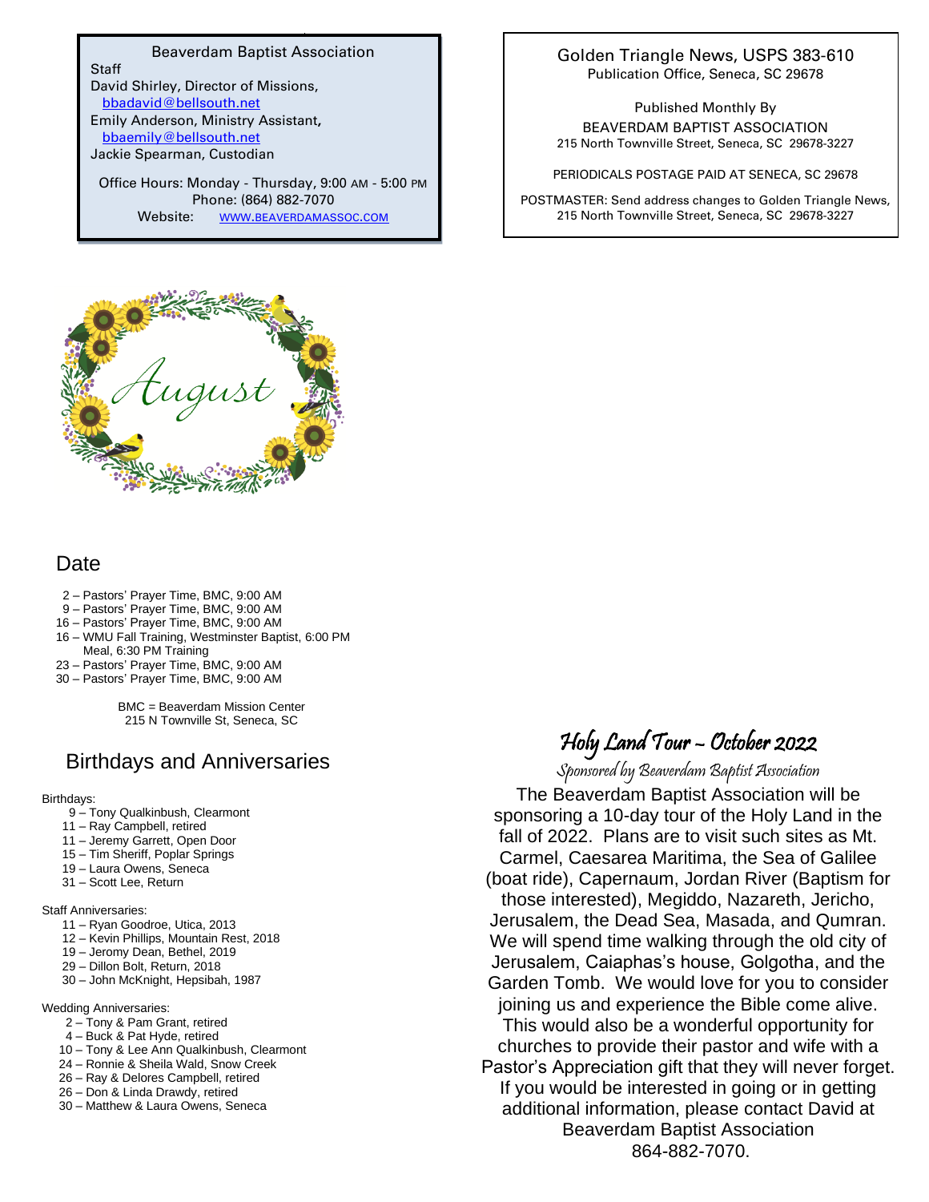## Beaverdam Baptist Association

Staff

David Shirley, Director of Missions,
bbadavid@bellsouth.net

Emily Anderson, Ministry Assistant,
bbaemily@bellsouth.net

Jackie Spearman, Custodian

Office Hours: Monday - Thursday, 9:00 AM - 5:00 PM
Phone: (864) 882-7070
Website: WWW.BEAVERDAMASSOC.COM

Golden Triangle News, USPS 383-610
Publication Office, Seneca, SC 29678

Published Monthly By
BEAVERDAM BAPTIST ASSOCIATION
215 North Townville Street, Seneca, SC 29678-3227

PERIODICALS POSTAGE PAID AT SENECA, SC 29678

POSTMASTER: Send address changes to Golden Triangle News, 215 North Townville Street, Seneca, SC 29678-3227

# August

## Date

- 2 – Pastors' Prayer Time, BMC, 9:00 AM
- 9 – Pastors' Prayer Time, BMC, 9:00 AM
- 16 – Pastors' Prayer Time, BMC, 9:00 AM
- 16 – WMU Fall Training, Westminster Baptist, 6:00 PM Meal, 6:30 PM Training
- 23 – Pastors' Prayer Time, BMC, 9:00 AM
- 30 – Pastors' Prayer Time, BMC, 9:00 AM

BMC = Beaverdam Mission Center
215 N Townville St, Seneca, SC

## Birthdays and Anniversaries

Birthdays:

- 9 – Tony Qualkinbush, Clearmont
- 11 – Ray Campbell, retired
- 11 – Jeremy Garrett, Open Door
- 15 – Tim Sheriff, Poplar Springs
- 19 – Laura Owens, Seneca
- 31 – Scott Lee, Return

Staff Anniversaries:

- 11 – Ryan Goodroe, Utica, 2013
- 12 – Kevin Phillips, Mountain Rest, 2018
- 19 – Jeromy Dean, Bethel, 2019
- 29 – Dillon Bolt, Return, 2018
- 30 – John McKnight, Hepsibah, 1987

Wedding Anniversaries:

- 2 – Tony & Pam Grant, retired
- 4 – Buck & Pat Hyde, retired
- 10 – Tony & Lee Ann Qualkinbush, Clearmont
- 24 – Ronnie & Sheila Wald, Snow Creek
- 26 – Ray & Delores Campbell, retired
- 26 – Don & Linda Drawdy, retired
- 30 – Matthew & Laura Owens, Seneca

## Holy Land Tour – October 2022

*Sponsored by Beaverdam Baptist Association*

The Beaverdam Baptist Association will be sponsoring a 10-day tour of the Holy Land in the fall of 2022. Plans are to visit such sites as Mt. Carmel, Caesarea Maritima, the Sea of Galilee (boat ride), Capernaum, Jordan River (Baptism for those interested), Megiddo, Nazareth, Jericho, Jerusalem, the Dead Sea, Masada, and Qumran. We will spend time walking through the old city of Jerusalem, Caiaphas's house, Golgotha, and the Garden Tomb. We would love for you to consider joining us and experience the Bible come alive. This would also be a wonderful opportunity for churches to provide their pastor and wife with a Pastor's Appreciation gift that they will never forget. If you would be interested in going or in getting additional information, please contact David at Beaverdam Baptist Association 864-882-7070.